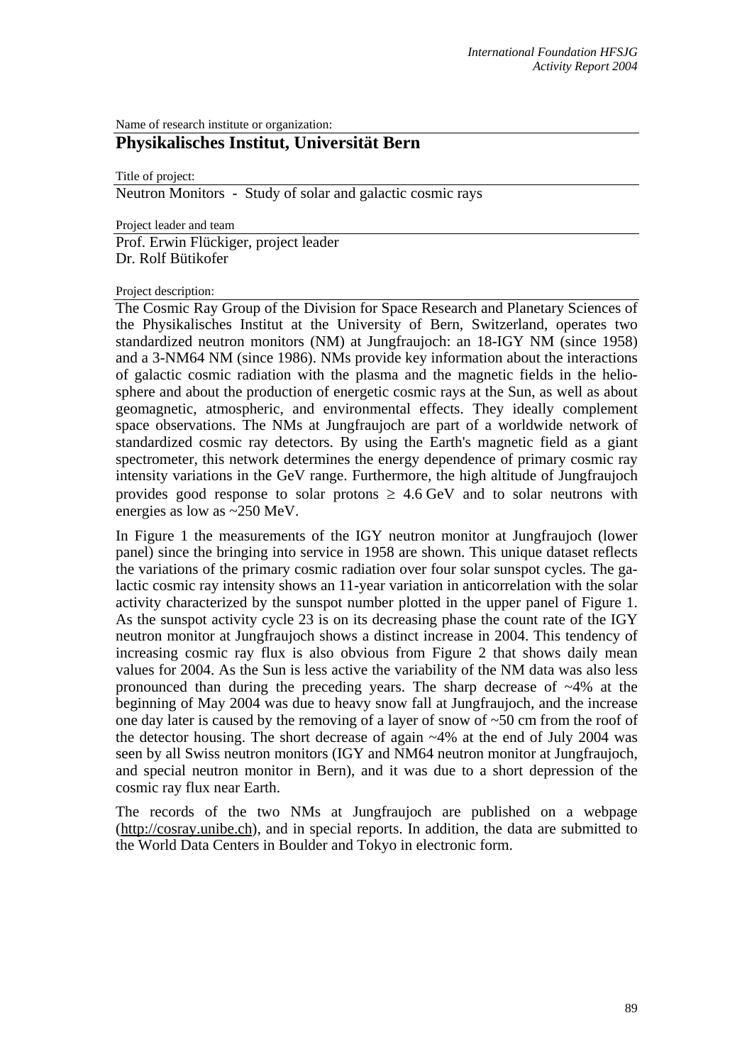Name of research institute or organization:

# Physikalisches Institut, Universität Bern

Title of project:

Neutron Monitors - Study of solar and galactic cosmic rays

Project leader and team

Prof. Erwin Flückiger, project leader
Dr. Rolf Bütikofer

Project description:

The Cosmic Ray Group of the Division for Space Research and Planetary Sciences of the Physikalisches Institut at the University of Bern, Switzerland, operates two standardized neutron monitors (NM) at Jungfraujoch: an 18-IGY NM (since 1958) and a 3-NM64 NM (since 1986). NMs provide key information about the interactions of galactic cosmic radiation with the plasma and the magnetic fields in the helio-sphere and about the production of energetic cosmic rays at the Sun, as well as about geomagnetic, atmospheric, and environmental effects. They ideally complement space observations. The NMs at Jungfraujoch are part of a worldwide network of standardized cosmic ray detectors. By using the Earth's magnetic field as a giant spectrometer, this network determines the energy dependence of primary cosmic ray intensity variations in the GeV range. Furthermore, the high altitude of Jungfraujoch provides good response to solar protons $\geq$ 4.6 GeV and to solar neutrons with energies as low as ~250 MeV.

In Figure 1 the measurements of the IGY neutron monitor at Jungfraujoch (lower panel) since the bringing into service in 1958 are shown. This unique dataset reflects the variations of the primary cosmic radiation over four solar sunspot cycles. The galactic cosmic ray intensity shows an 11-year variation in anticorrelation with the solar activity characterized by the sunspot number plotted in the upper panel of Figure 1. As the sunspot activity cycle 23 is on its decreasing phase the count rate of the IGY neutron monitor at Jungfraujoch shows a distinct increase in 2004. This tendency of increasing cosmic ray flux is also obvious from Figure 2 that shows daily mean values for 2004. As the Sun is less active the variability of the NM data was also less pronounced than during the preceding years. The sharp decrease of ~4% at the beginning of May 2004 was due to heavy snow fall at Jungfraujoch, and the increase one day later is caused by the removing of a layer of snow of ~50 cm from the roof of the detector housing. The short decrease of again ~4% at the end of July 2004 was seen by all Swiss neutron monitors (IGY and NM64 neutron monitor at Jungfraujoch, and special neutron monitor in Bern), and it was due to a short depression of the cosmic ray flux near Earth.

The records of the two NMs at Jungfraujoch are published on a webpage (http://cosray.unibe.ch), and in special reports. In addition, the data are submitted to the World Data Centers in Boulder and Tokyo in electronic form.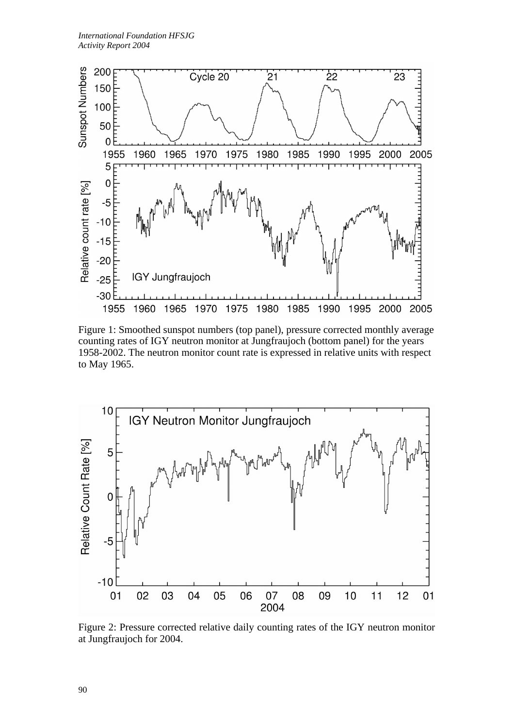Figure 1: Smoothed sunspot numbers (top panel), pressure corrected monthly average counting rates of IGY neutron monitor at Jungfraujoch (bottom panel) for the years 1958-2002. The neutron monitor count rate is expressed in relative units with respect to May 1965.

Figure 2: Pressure corrected relative daily counting rates of the IGY neutron monitor at Jungfraujoch for 2004.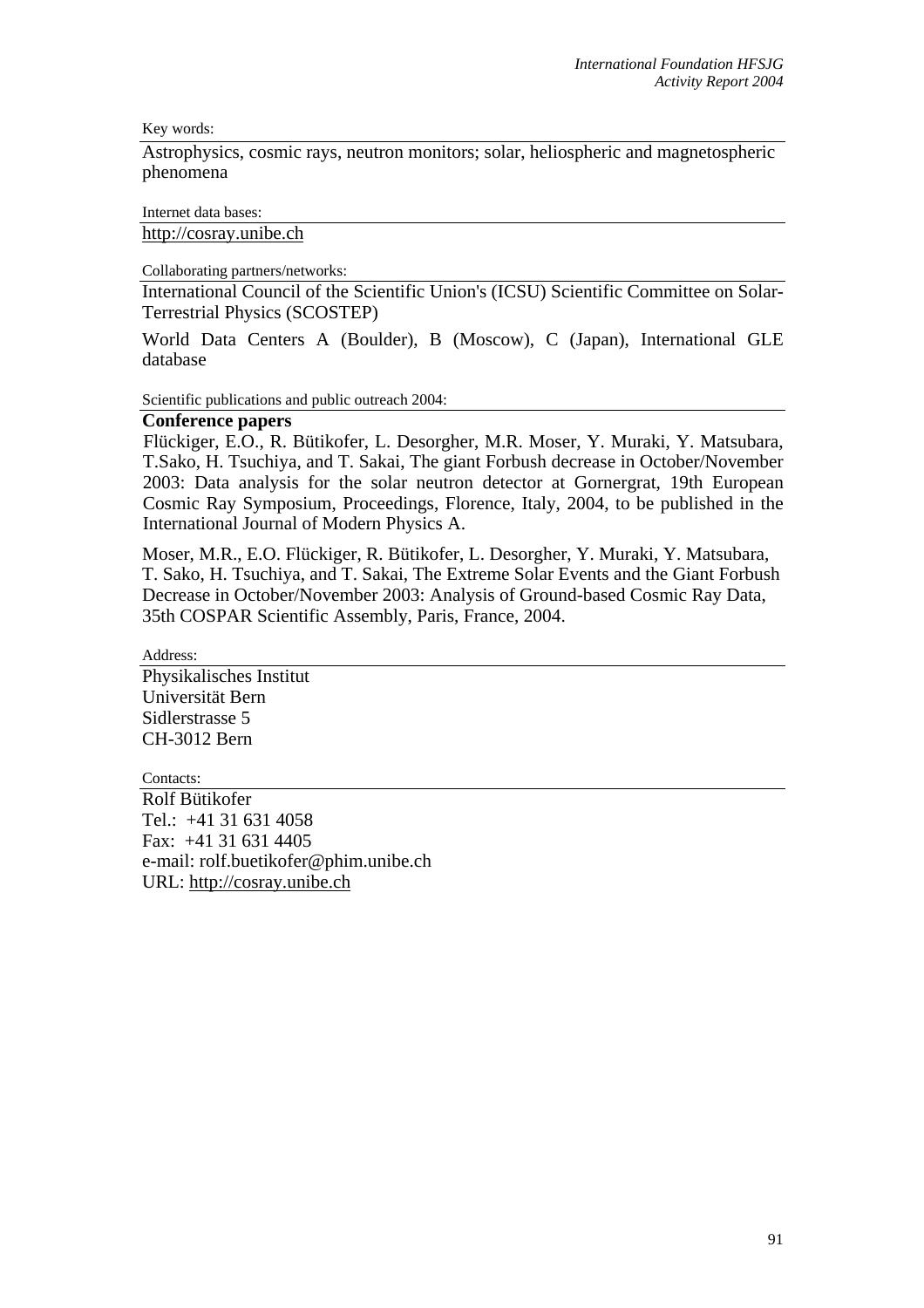Key words:

Astrophysics, cosmic rays, neutron monitors; solar, heliospheric and magnetospheric phenomena

Internet data bases:

http://cosray.unibe.ch

Collaborating partners/networks:

International Council of the Scientific Union's (ICSU) Scientific Committee on Solar-Terrestrial Physics (SCOSTEP)

World Data Centers A (Boulder), B (Moscow), C (Japan), International GLE database

Scientific publications and public outreach 2004:

**Conference papers**

Flückiger, E.O., R. Bütikofer, L. Desorgher, M.R. Moser, Y. Muraki, Y. Matsubara, T.Sako, H. Tsuchiya, and T. Sakai, The giant Forbush decrease in October/November 2003: Data analysis for the solar neutron detector at Gornergrat, 19th European Cosmic Ray Symposium, Proceedings, Florence, Italy, 2004, to be published in the International Journal of Modern Physics A.

Moser, M.R., E.O. Flückiger, R. Bütikofer, L. Desorgher, Y. Muraki, Y. Matsubara, T. Sako, H. Tsuchiya, and T. Sakai, The Extreme Solar Events and the Giant Forbush Decrease in October/November 2003: Analysis of Ground-based Cosmic Ray Data, 35th COSPAR Scientific Assembly, Paris, France, 2004.

Address:

Physikalisches Institut
Universität Bern
Sidlerstrasse 5
CH-3012 Bern

Contacts:

Rolf Bütikofer
Tel.: +41 31 631 4058
Fax: +41 31 631 4405
e-mail: rolf.buetikofer@phim.unibe.ch
URL: http://cosray.unibe.ch